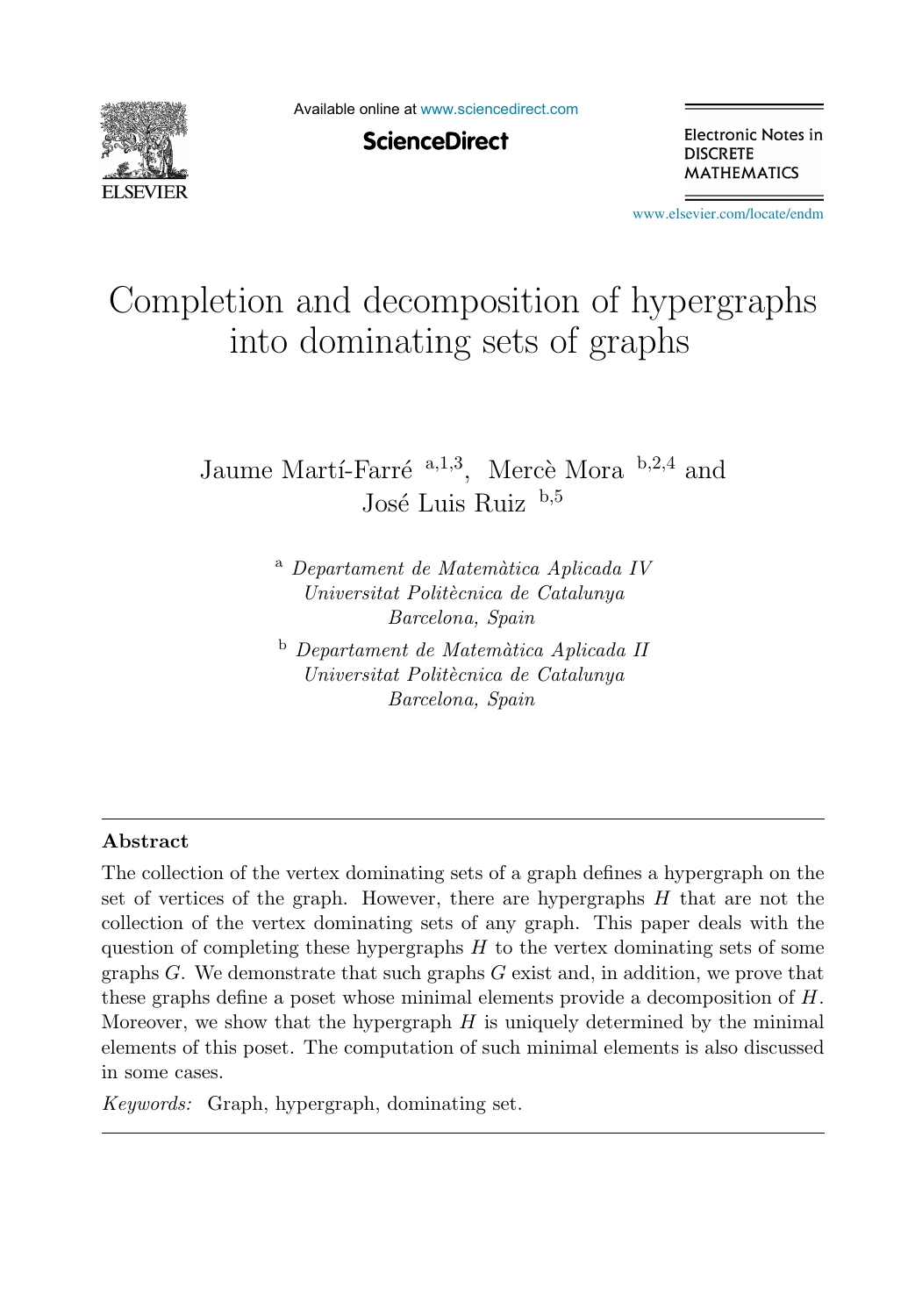# Completion and decomposition of hypergraphs into dominating sets of graphs

Jaume Martí-Farré [a,1,3], Mercè Mora [b,2,4] and José Luis Ruiz [b,5]

[a] *Departament de Matemàtica Aplicada IV Universitat Politècnica de Catalunya Barcelona, Spain*

[b] *Departament de Matemàtica Aplicada II Universitat Politècnica de Catalunya Barcelona, Spain*

## Abstract

The collection of the vertex dominating sets of a graph defines a hypergraph on the set of vertices of the graph. However, there are hypergraphs $H$ that are not the collection of the vertex dominating sets of any graph. This paper deals with the question of completing these hypergraphs $H$ to the vertex dominating sets of some graphs $G$. We demonstrate that such graphs $G$ exist and, in addition, we prove that these graphs define a poset whose minimal elements provide a decomposition of $H$. Moreover, we show that the hypergraph $H$ is uniquely determined by the minimal elements of this poset. The computation of such minimal elements is also discussed in some cases.

*Keywords:* Graph, hypergraph, dominating set.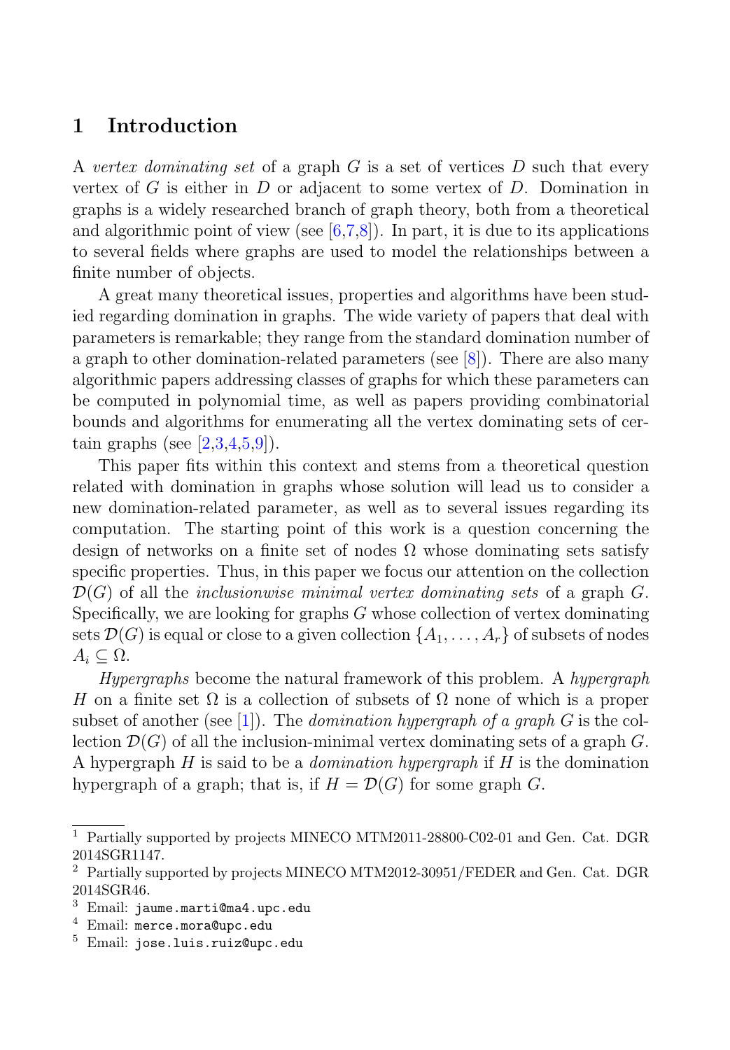## 1 Introduction

A *vertex dominating set* of a graph $G$ is a set of vertices $D$ such that every vertex of $G$ is either in $D$ or adjacent to some vertex of $D$. Domination in graphs is a widely researched branch of graph theory, both from a theoretical and algorithmic point of view (see [6,7,8]). In part, it is due to its applications to several fields where graphs are used to model the relationships between a finite number of objects.

A great many theoretical issues, properties and algorithms have been studied regarding domination in graphs. The wide variety of papers that deal with parameters is remarkable; they range from the standard domination number of a graph to other domination-related parameters (see [8]). There are also many algorithmic papers addressing classes of graphs for which these parameters can be computed in polynomial time, as well as papers providing combinatorial bounds and algorithms for enumerating all the vertex dominating sets of certain graphs (see [2,3,4,5,9]).

This paper fits within this context and stems from a theoretical question related with domination in graphs whose solution will lead us to consider a new domination-related parameter, as well as to several issues regarding its computation. The starting point of this work is a question concerning the design of networks on a finite set of nodes $\Omega$ whose dominating sets satisfy specific properties. Thus, in this paper we focus our attention on the collection $\mathcal{D}(G)$ of all the *inclusionwise minimal vertex dominating sets* of a graph $G$. Specifically, we are looking for graphs $G$ whose collection of vertex dominating sets $\mathcal{D}(G)$ is equal or close to a given collection $\{A_1, \ldots, A_r\}$ of subsets of nodes $A_i \subseteq \Omega$.

*Hypergraphs* become the natural framework of this problem. A *hypergraph* $H$ on a finite set $\Omega$ is a collection of subsets of $\Omega$ none of which is a proper subset of another (see [1]). The *domination hypergraph of a graph* $G$ is the collection $\mathcal{D}(G)$ of all the inclusion-minimal vertex dominating sets of a graph $G$. A hypergraph $H$ is said to be a *domination hypergraph* if $H$ is the domination hypergraph of a graph; that is, if $H = \mathcal{D}(G)$ for some graph $G$.

---

[1] Partially supported by projects MINECO MTM2011-28800-C02-01 and Gen. Cat. DGR 2014SGR1147.

[2] Partially supported by projects MINECO MTM2012-30951/FEDER and Gen. Cat. DGR 2014SGR46.

[3] Email: `jaume.marti@ma4.upc.edu`

[4] Email: `merce.mora@upc.edu`

[5] Email: `jose.luis.ruiz@upc.edu`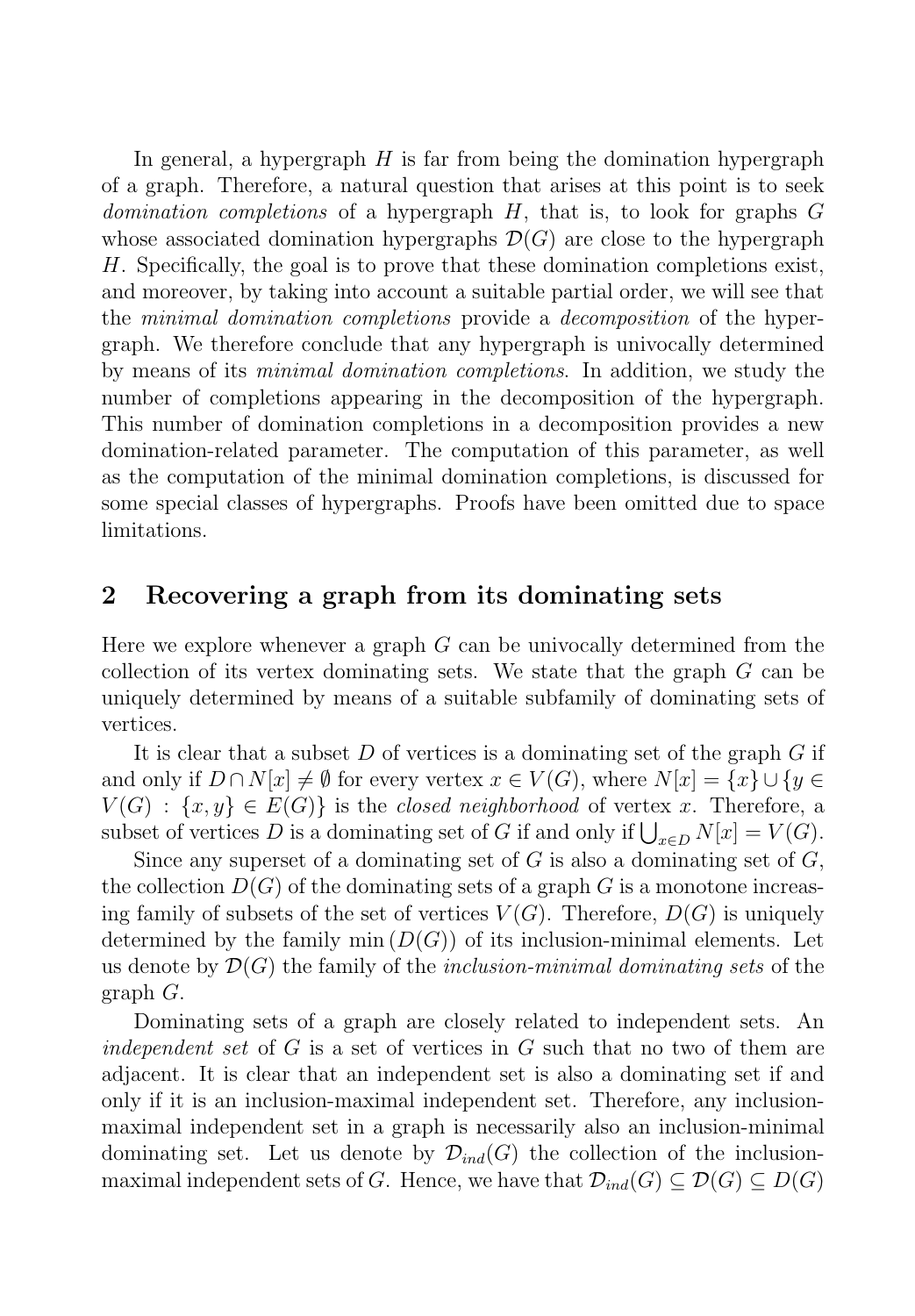In general, a hypergraph $H$ is far from being the domination hypergraph of a graph. Therefore, a natural question that arises at this point is to seek *domination completions* of a hypergraph $H$, that is, to look for graphs $G$ whose associated domination hypergraphs $\mathcal{D}(G)$ are close to the hypergraph $H$. Specifically, the goal is to prove that these domination completions exist, and moreover, by taking into account a suitable partial order, we will see that the *minimal domination completions* provide a *decomposition* of the hypergraph. We therefore conclude that any hypergraph is univocally determined by means of its *minimal domination completions*. In addition, we study the number of completions appearing in the decomposition of the hypergraph. This number of domination completions in a decomposition provides a new domination-related parameter. The computation of this parameter, as well as the computation of the minimal domination completions, is discussed for some special classes of hypergraphs. Proofs have been omitted due to space limitations.

## 2 Recovering a graph from its dominating sets

Here we explore whenever a graph $G$ can be univocally determined from the collection of its vertex dominating sets. We state that the graph $G$ can be uniquely determined by means of a suitable subfamily of dominating sets of vertices.

It is clear that a subset $D$ of vertices is a dominating set of the graph $G$ if and only if $D \cap N[x] \neq \emptyset$ for every vertex $x \in V(G)$, where $N[x] = \{x\} \cup \{y \in V(G) : \{x, y\} \in E(G)\}$ is the *closed neighborhood* of vertex $x$. Therefore, a subset of vertices $D$ is a dominating set of $G$ if and only if $\bigcup_{x \in D} N[x] = V(G)$.

Since any superset of a dominating set of $G$ is also a dominating set of $G$, the collection $D(G)$ of the dominating sets of a graph $G$ is a monotone increasing family of subsets of the set of vertices $V(G)$. Therefore, $D(G)$ is uniquely determined by the family $\min(D(G))$ of its inclusion-minimal elements. Let us denote by $\mathcal{D}(G)$ the family of the *inclusion-minimal dominating sets* of the graph $G$.

Dominating sets of a graph are closely related to independent sets. An *independent set* of $G$ is a set of vertices in $G$ such that no two of them are adjacent. It is clear that an independent set is also a dominating set if and only if it is an inclusion-maximal independent set. Therefore, any inclusion-maximal independent set in a graph is necessarily also an inclusion-minimal dominating set. Let us denote by $\mathcal{D}_{ind}(G)$ the collection of the inclusion-maximal independent sets of $G$. Hence, we have that $\mathcal{D}_{ind}(G) \subseteq \mathcal{D}(G) \subseteq D(G)$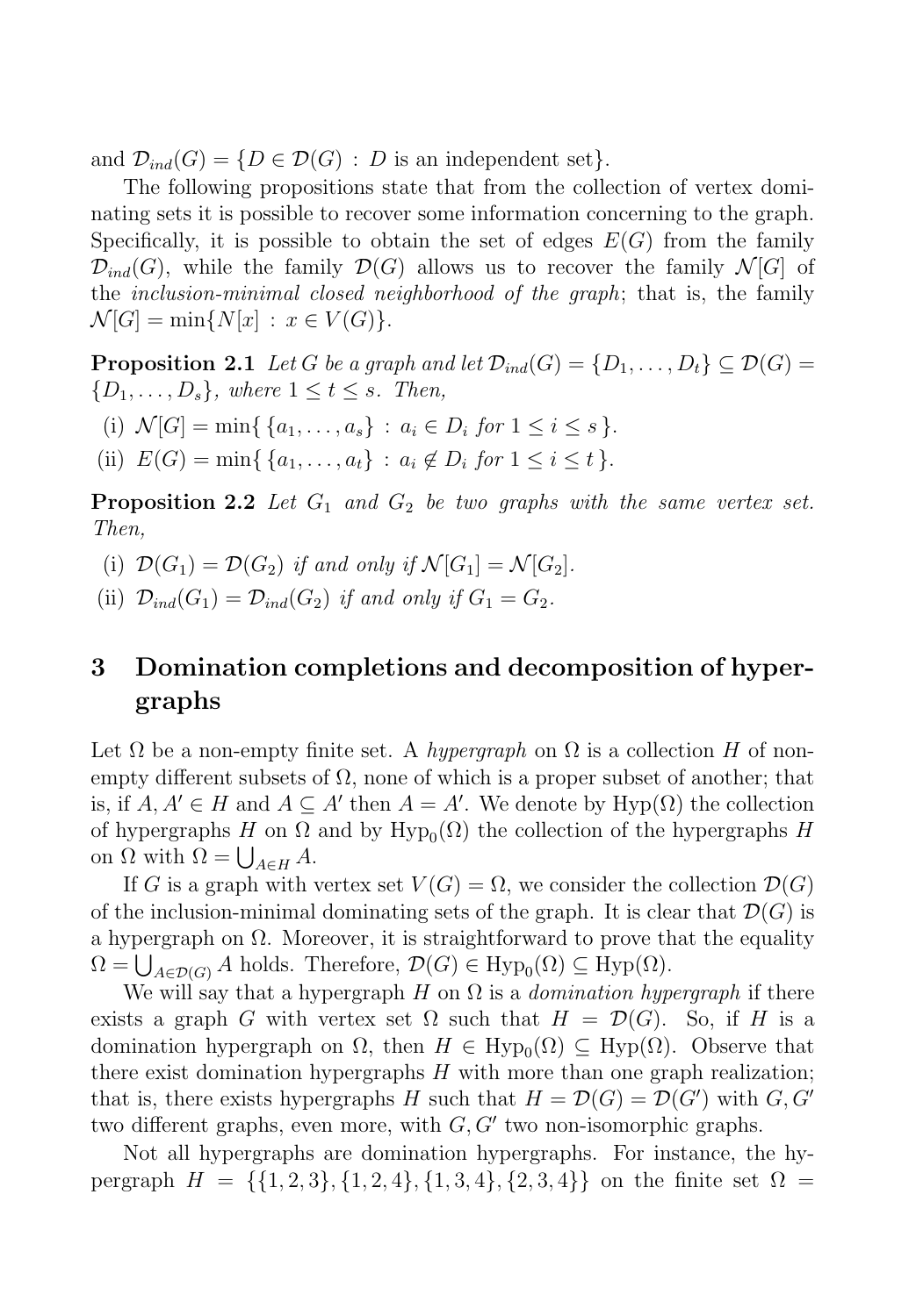and $\mathcal{D}_{ind}(G) = \{D \in \mathcal{D}(G) : D \text{ is an independent set}\}$.

The following propositions state that from the collection of vertex dominating sets it is possible to recover some information concerning to the graph. Specifically, it is possible to obtain the set of edges $E(G)$ from the family $\mathcal{D}_{ind}(G)$, while the family $\mathcal{D}(G)$ allows us to recover the family $\mathcal{N}[G]$ of the *inclusion-minimal closed neighborhood of the graph*; that is, the family $\mathcal{N}[G] = \min\{N[x] : x \in V(G)\}$.

**Proposition 2.1** *Let $G$ be a graph and let $\mathcal{D}_{ind}(G) = \{D_1, \ldots, D_t\} \subseteq \mathcal{D}(G) = \{D_1, \ldots, D_s\}$, where $1 \leq t \leq s$. Then,*

(i) $\mathcal{N}[G] = \min\{ \{a_1, \ldots, a_s\} : a_i \in D_i \text{ for } 1 \leq i \leq s \}$.

(ii) $E(G) = \min\{ \{a_1, \ldots, a_t\} : a_i \notin D_i \text{ for } 1 \leq i \leq t \}$.

**Proposition 2.2** *Let $G_1$ and $G_2$ be two graphs with the same vertex set. Then,*

(i) $\mathcal{D}(G_1) = \mathcal{D}(G_2)$ *if and only if* $\mathcal{N}[G_1] = \mathcal{N}[G_2]$.

(ii) $\mathcal{D}_{ind}(G_1) = \mathcal{D}_{ind}(G_2)$ *if and only if* $G_1 = G_2$.

# 3 Domination completions and decomposition of hypergraphs

Let $\Omega$ be a non-empty finite set. A *hypergraph* on $\Omega$ is a collection $H$ of non-empty different subsets of $\Omega$, none of which is a proper subset of another; that is, if $A, A' \in H$ and $A \subseteq A'$ then $A = A'$. We denote by $\mathrm{Hyp}(\Omega)$ the collection of hypergraphs $H$ on $\Omega$ and by $\mathrm{Hyp}_0(\Omega)$ the collection of the hypergraphs $H$ on $\Omega$ with $\Omega = \bigcup_{A \in H} A$.

If $G$ is a graph with vertex set $V(G) = \Omega$, we consider the collection $\mathcal{D}(G)$ of the inclusion-minimal dominating sets of the graph. It is clear that $\mathcal{D}(G)$ is a hypergraph on $\Omega$. Moreover, it is straightforward to prove that the equality $\Omega = \bigcup_{A \in \mathcal{D}(G)} A$ holds. Therefore, $\mathcal{D}(G) \in \mathrm{Hyp}_0(\Omega) \subseteq \mathrm{Hyp}(\Omega)$.

We will say that a hypergraph $H$ on $\Omega$ is a *domination hypergraph* if there exists a graph $G$ with vertex set $\Omega$ such that $H = \mathcal{D}(G)$. So, if $H$ is a domination hypergraph on $\Omega$, then $H \in \mathrm{Hyp}_0(\Omega) \subseteq \mathrm{Hyp}(\Omega)$. Observe that there exist domination hypergraphs $H$ with more than one graph realization; that is, there exists hypergraphs $H$ such that $H = \mathcal{D}(G) = \mathcal{D}(G')$ with $G, G'$ two different graphs, even more, with $G, G'$ two non-isomorphic graphs.

Not all hypergraphs are domination hypergraphs. For instance, the hypergraph $H = \{\{1,2,3\}, \{1,2,4\}, \{1,3,4\}, \{2,3,4\}\}$ on the finite set $\Omega =$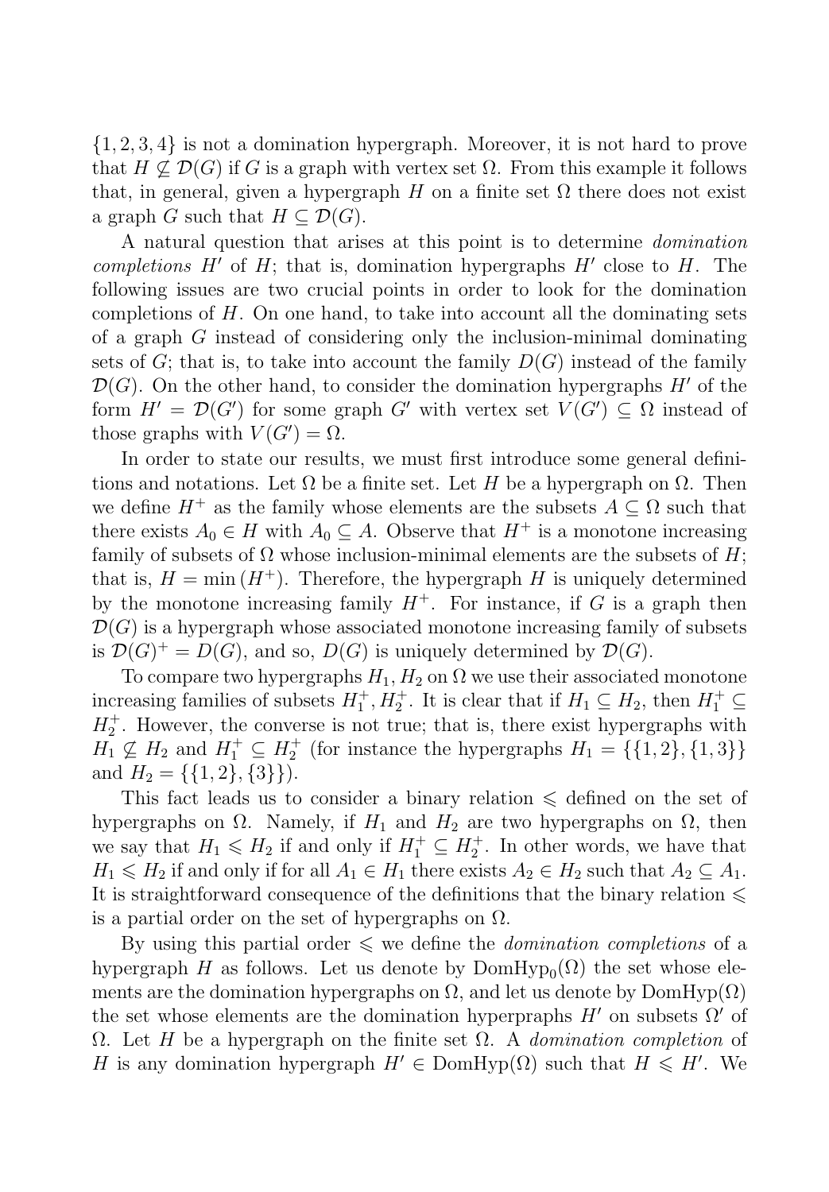$\{1, 2, 3, 4\}$ is not a domination hypergraph. Moreover, it is not hard to prove that $H \not\subseteq \mathcal{D}(G)$ if $G$ is a graph with vertex set $\Omega$. From this example it follows that, in general, given a hypergraph $H$ on a finite set $\Omega$ there does not exist a graph $G$ such that $H \subseteq \mathcal{D}(G)$.

A natural question that arises at this point is to determine *domination completions* $H'$ of $H$; that is, domination hypergraphs $H'$ close to $H$. The following issues are two crucial points in order to look for the domination completions of $H$. On one hand, to take into account all the dominating sets of a graph $G$ instead of considering only the inclusion-minimal dominating sets of $G$; that is, to take into account the family $D(G)$ instead of the family $\mathcal{D}(G)$. On the other hand, to consider the domination hypergraphs $H'$ of the form $H' = \mathcal{D}(G')$ for some graph $G'$ with vertex set $V(G') \subseteq \Omega$ instead of those graphs with $V(G') = \Omega$.

In order to state our results, we must first introduce some general definitions and notations. Let $\Omega$ be a finite set. Let $H$ be a hypergraph on $\Omega$. Then we define $H^+$ as the family whose elements are the subsets $A \subseteq \Omega$ such that there exists $A_0 \in H$ with $A_0 \subseteq A$. Observe that $H^+$ is a monotone increasing family of subsets of $\Omega$ whose inclusion-minimal elements are the subsets of $H$; that is, $H = \min(H^+)$. Therefore, the hypergraph $H$ is uniquely determined by the monotone increasing family $H^+$. For instance, if $G$ is a graph then $\mathcal{D}(G)$ is a hypergraph whose associated monotone increasing family of subsets is $\mathcal{D}(G)^+ = D(G)$, and so, $D(G)$ is uniquely determined by $\mathcal{D}(G)$.

To compare two hypergraphs $H_1, H_2$ on $\Omega$ we use their associated monotone increasing families of subsets $H_1^+, H_2^+$. It is clear that if $H_1 \subseteq H_2$, then $H_1^+ \subseteq H_2^+$. However, the converse is not true; that is, there exist hypergraphs with $H_1 \not\subseteq H_2$ and $H_1^+ \subseteq H_2^+$ (for instance the hypergraphs $H_1 = \{\{1, 2\}, \{1, 3\}\}$ and $H_2 = \{\{1, 2\}, \{3\}\}$).

This fact leads us to consider a binary relation $\leqslant$ defined on the set of hypergraphs on $\Omega$. Namely, if $H_1$ and $H_2$ are two hypergraphs on $\Omega$, then we say that $H_1 \leqslant H_2$ if and only if $H_1^+ \subseteq H_2^+$. In other words, we have that $H_1 \leqslant H_2$ if and only if for all $A_1 \in H_1$ there exists $A_2 \in H_2$ such that $A_2 \subseteq A_1$. It is straightforward consequence of the definitions that the binary relation $\leqslant$ is a partial order on the set of hypergraphs on $\Omega$.

By using this partial order $\leqslant$ we define the *domination completions* of a hypergraph $H$ as follows. Let us denote by $\mathrm{DomHyp}_0(\Omega)$ the set whose elements are the domination hypergraphs on $\Omega$, and let us denote by $\mathrm{DomHyp}(\Omega)$ the set whose elements are the domination hyperpraphs $H'$ on subsets $\Omega'$ of $\Omega$. Let $H$ be a hypergraph on the finite set $\Omega$. A *domination completion* of $H$ is any domination hypergraph $H' \in \mathrm{DomHyp}(\Omega)$ such that $H \leqslant H'$. We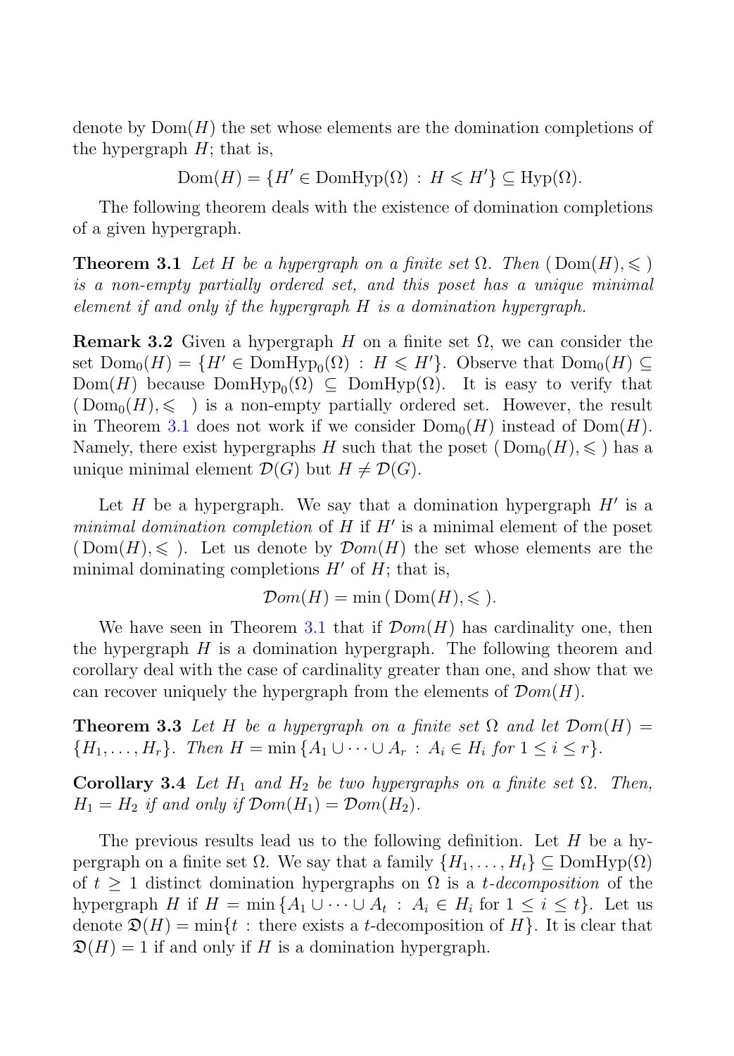denote by $\mathrm{Dom}(H)$ the set whose elements are the domination completions of the hypergraph $H$; that is,

$$\mathrm{Dom}(H) = \{H' \in \mathrm{DomHyp}(\Omega) \, : \, H \leqslant H'\} \subseteq \mathrm{Hyp}(\Omega).$$

The following theorem deals with the existence of domination completions of a given hypergraph.

**Theorem 3.1** *Let $H$ be a hypergraph on a finite set $\Omega$. Then $(\,\mathrm{Dom}(H), \leqslant\,)$ is a non-empty partially ordered set, and this poset has a unique minimal element if and only if the hypergraph $H$ is a domination hypergraph.*

**Remark 3.2** Given a hypergraph $H$ on a finite set $\Omega$, we can consider the set $\mathrm{Dom}_0(H) = \{H' \in \mathrm{DomHyp}_0(\Omega) \, : \, H \leqslant H'\}$. Observe that $\mathrm{Dom}_0(H) \subseteq \mathrm{Dom}(H)$ because $\mathrm{DomHyp}_0(\Omega) \subseteq \mathrm{DomHyp}(\Omega)$. It is easy to verify that $(\,\mathrm{Dom}_0(H), \leqslant\,)$ is a non-empty partially ordered set. However, the result in Theorem 3.1 does not work if we consider $\mathrm{Dom}_0(H)$ instead of $\mathrm{Dom}(H)$. Namely, there exist hypergraphs $H$ such that the poset $(\,\mathrm{Dom}_0(H), \leqslant\,)$ has a unique minimal element $\mathcal{D}(G)$ but $H \neq \mathcal{D}(G)$.

Let $H$ be a hypergraph. We say that a domination hypergraph $H'$ is a *minimal domination completion* of $H$ if $H'$ is a minimal element of the poset $(\,\mathrm{Dom}(H), \leqslant\,)$. Let us denote by $\mathcal{D}om(H)$ the set whose elements are the minimal dominating completions $H'$ of $H$; that is,

$$\mathcal{D}om(H) = \min\,(\,\mathrm{Dom}(H), \leqslant\,).$$

We have seen in Theorem 3.1 that if $\mathcal{D}om(H)$ has cardinality one, then the hypergraph $H$ is a domination hypergraph. The following theorem and corollary deal with the case of cardinality greater than one, and show that we can recover uniquely the hypergraph from the elements of $\mathcal{D}om(H)$.

**Theorem 3.3** *Let $H$ be a hypergraph on a finite set $\Omega$ and let $\mathcal{D}om(H) = \{H_1, \dots, H_r\}$. Then $H = \min\{A_1 \cup \cdots \cup A_r \, : \, A_i \in H_i \text{ for } 1 \leq i \leq r\}$.*

**Corollary 3.4** *Let $H_1$ and $H_2$ be two hypergraphs on a finite set $\Omega$. Then, $H_1 = H_2$ if and only if $\mathcal{D}om(H_1) = \mathcal{D}om(H_2)$.*

The previous results lead us to the following definition. Let $H$ be a hypergraph on a finite set $\Omega$. We say that a family $\{H_1, \dots, H_t\} \subseteq \mathrm{DomHyp}(\Omega)$ of $t \geq 1$ distinct domination hypergraphs on $\Omega$ is a *$t$-decomposition* of the hypergraph $H$ if $H = \min\{A_1 \cup \cdots \cup A_t \, : \, A_i \in H_i \text{ for } 1 \leq i \leq t\}$. Let us denote $\mathfrak{D}(H) = \min\{t \, : \, \text{there exists a } t\text{-decomposition of } H\}$. It is clear that $\mathfrak{D}(H) = 1$ if and only if $H$ is a domination hypergraph.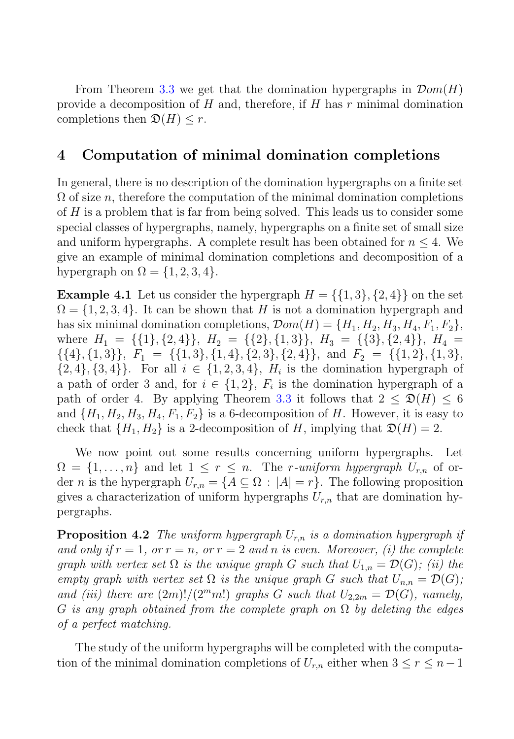From Theorem 3.3 we get that the domination hypergraphs in $\mathcal{D}om(H)$ provide a decomposition of $H$ and, therefore, if $H$ has $r$ minimal domination completions then $\mathfrak{D}(H) \leq r$.

## 4 Computation of minimal domination completions

In general, there is no description of the domination hypergraphs on a finite set $\Omega$ of size $n$, therefore the computation of the minimal domination completions of $H$ is a problem that is far from being solved. This leads us to consider some special classes of hypergraphs, namely, hypergraphs on a finite set of small size and uniform hypergraphs. A complete result has been obtained for $n \leq 4$. We give an example of minimal domination completions and decomposition of a hypergraph on $\Omega = \{1, 2, 3, 4\}$.

**Example 4.1** Let us consider the hypergraph $H = \{\{1, 3\}, \{2, 4\}\}$ on the set $\Omega = \{1, 2, 3, 4\}$. It can be shown that $H$ is not a domination hypergraph and has six minimal domination completions, $\mathcal{D}om(H) = \{H_1, H_2, H_3, H_4, F_1, F_2\}$, where $H_1 = \{\{1\}, \{2, 4\}\}$, $H_2 = \{\{2\}, \{1, 3\}\}$, $H_3 = \{\{3\}, \{2, 4\}\}$, $H_4 = \{\{4\}, \{1, 3\}\}$, $F_1 = \{\{1, 3\}, \{1, 4\}, \{2, 3\}, \{2, 4\}\}$, and $F_2 = \{\{1, 2\}, \{1, 3\}, \{2, 4\}, \{3, 4\}\}$. For all $i \in \{1, 2, 3, 4\}$, $H_i$ is the domination hypergraph of a path of order 3 and, for $i \in \{1, 2\}$, $F_i$ is the domination hypergraph of a path of order 4. By applying Theorem 3.3 it follows that $2 \leq \mathfrak{D}(H) \leq 6$ and $\{H_1, H_2, H_3, H_4, F_1, F_2\}$ is a 6-decomposition of $H$. However, it is easy to check that $\{H_1, H_2\}$ is a 2-decomposition of $H$, implying that $\mathfrak{D}(H) = 2$.

We now point out some results concerning uniform hypergraphs. Let $\Omega = \{1, \ldots, n\}$ and let $1 \leq r \leq n$. The *r-uniform hypergraph* $U_{r,n}$ of order $n$ is the hypergraph $U_{r,n} = \{A \subseteq \Omega : |A| = r\}$. The following proposition gives a characterization of uniform hypergraphs $U_{r,n}$ that are domination hypergraphs.

**Proposition 4.2** *The uniform hypergraph $U_{r,n}$ is a domination hypergraph if and only if $r = 1$, or $r = n$, or $r = 2$ and $n$ is even. Moreover, (i) the complete graph with vertex set $\Omega$ is the unique graph $G$ such that $U_{1,n} = \mathcal{D}(G)$; (ii) the empty graph with vertex set $\Omega$ is the unique graph $G$ such that $U_{n,n} = \mathcal{D}(G)$; and (iii) there are $(2m)!/(2^m m!)$ graphs $G$ such that $U_{2,2m} = \mathcal{D}(G)$, namely, $G$ is any graph obtained from the complete graph on $\Omega$ by deleting the edges of a perfect matching.*

The study of the uniform hypergraphs will be completed with the computation of the minimal domination completions of $U_{r,n}$ either when $3 \leq r \leq n - 1$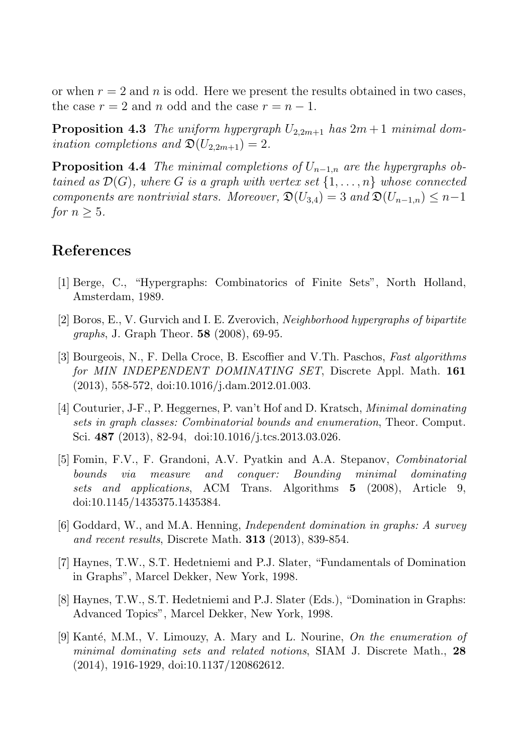or when $r = 2$ and $n$ is odd. Here we present the results obtained in two cases, the case $r = 2$ and $n$ odd and the case $r = n - 1$.

**Proposition 4.3** *The uniform hypergraph $U_{2,2m+1}$ has $2m + 1$ minimal domination completions and $\mathfrak{D}(U_{2,2m+1}) = 2$.*

**Proposition 4.4** *The minimal completions of $U_{n-1,n}$ are the hypergraphs obtained as $\mathcal{D}(G)$, where $G$ is a graph with vertex set $\{1, \ldots, n\}$ whose connected components are nontrivial stars. Moreover, $\mathfrak{D}(U_{3,4}) = 3$ and $\mathfrak{D}(U_{n-1,n}) \leq n-1$ for $n \geq 5$.*

## References

[1] Berge, C., "Hypergraphs: Combinatorics of Finite Sets", North Holland, Amsterdam, 1989.

[2] Boros, E., V. Gurvich and I. E. Zverovich, *Neighborhood hypergraphs of bipartite graphs*, J. Graph Theor. **58** (2008), 69-95.

[3] Bourgeois, N., F. Della Croce, B. Escoffier and V.Th. Paschos, *Fast algorithms for MIN INDEPENDENT DOMINATING SET*, Discrete Appl. Math. **161** (2013), 558-572, doi:10.1016/j.dam.2012.01.003.

[4] Couturier, J-F., P. Heggernes, P. van't Hof and D. Kratsch, *Minimal dominating sets in graph classes: Combinatorial bounds and enumeration*, Theor. Comput. Sci. **487** (2013), 82-94, doi:10.1016/j.tcs.2013.03.026.

[5] Fomin, F.V., F. Grandoni, A.V. Pyatkin and A.A. Stepanov, *Combinatorial bounds via measure and conquer: Bounding minimal dominating sets and applications*, ACM Trans. Algorithms **5** (2008), Article 9, doi:10.1145/1435375.1435384.

[6] Goddard, W., and M.A. Henning, *Independent domination in graphs: A survey and recent results*, Discrete Math. **313** (2013), 839-854.

[7] Haynes, T.W., S.T. Hedetniemi and P.J. Slater, "Fundamentals of Domination in Graphs", Marcel Dekker, New York, 1998.

[8] Haynes, T.W., S.T. Hedetniemi and P.J. Slater (Eds.), "Domination in Graphs: Advanced Topics", Marcel Dekker, New York, 1998.

[9] Kanté, M.M., V. Limouzy, A. Mary and L. Nourine, *On the enumeration of minimal dominating sets and related notions*, SIAM J. Discrete Math., **28** (2014), 1916-1929, doi:10.1137/120862612.